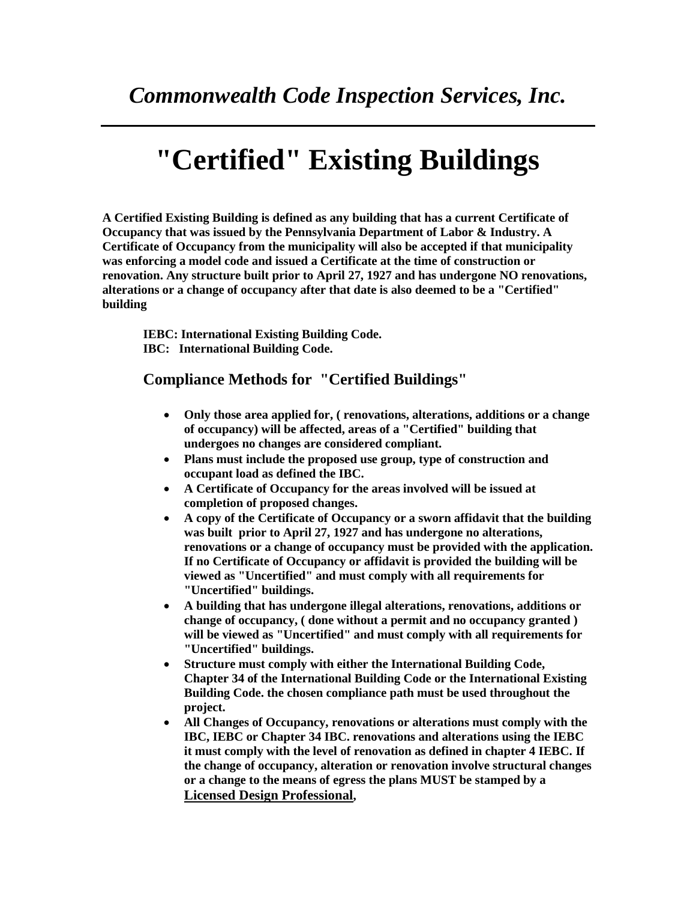*Commonwealth Code Inspection Services, Inc.*

# "Certified" Existing Buildings

**A Certified Existing Building is defined as any building that has a current Certificate of Occupancy that was issued by the Pennsylvania Department of Labor & Industry. A Certificate of Occupancy from the municipality will also be accepted if that municipality was enforcing a model code and issued a Certificate at the time of construction or renovation. Any structure built prior to April 27, 1927 and has undergone NO renovations, alterations or a change of occupancy after that date is also deemed to be a "Certified" building**

**IEBC: International Existing Building Code.**
**IBC: International Building Code.**

## Compliance Methods for "Certified Buildings"

- **Only those area applied for, ( renovations, alterations, additions or a change of occupancy) will be affected, areas of a "Certified" building that undergoes no changes are considered compliant.**
- **Plans must include the proposed use group, type of construction and occupant load as defined the IBC.**
- **A Certificate of Occupancy for the areas involved will be issued at completion of proposed changes.**
- **A copy of the Certificate of Occupancy or a sworn affidavit that the building was built prior to April 27, 1927 and has undergone no alterations, renovations or a change of occupancy must be provided with the application. If no Certificate of Occupancy or affidavit is provided the building will be viewed as "Uncertified" and must comply with all requirements for "Uncertified" buildings.**
- **A building that has undergone illegal alterations, renovations, additions or change of occupancy, ( done without a permit and no occupancy granted ) will be viewed as "Uncertified" and must comply with all requirements for "Uncertified" buildings.**
- **Structure must comply with either the International Building Code, Chapter 34 of the International Building Code or the International Existing Building Code. the chosen compliance path must be used throughout the project.**
- **All Changes of Occupancy, renovations or alterations must comply with the IBC, IEBC or Chapter 34 IBC. renovations and alterations using the IEBC it must comply with the level of renovation as defined in chapter 4 IEBC. If the change of occupancy, alteration or renovation involve structural changes or a change to the means of egress the plans MUST be stamped by a Licensed Design Professional,**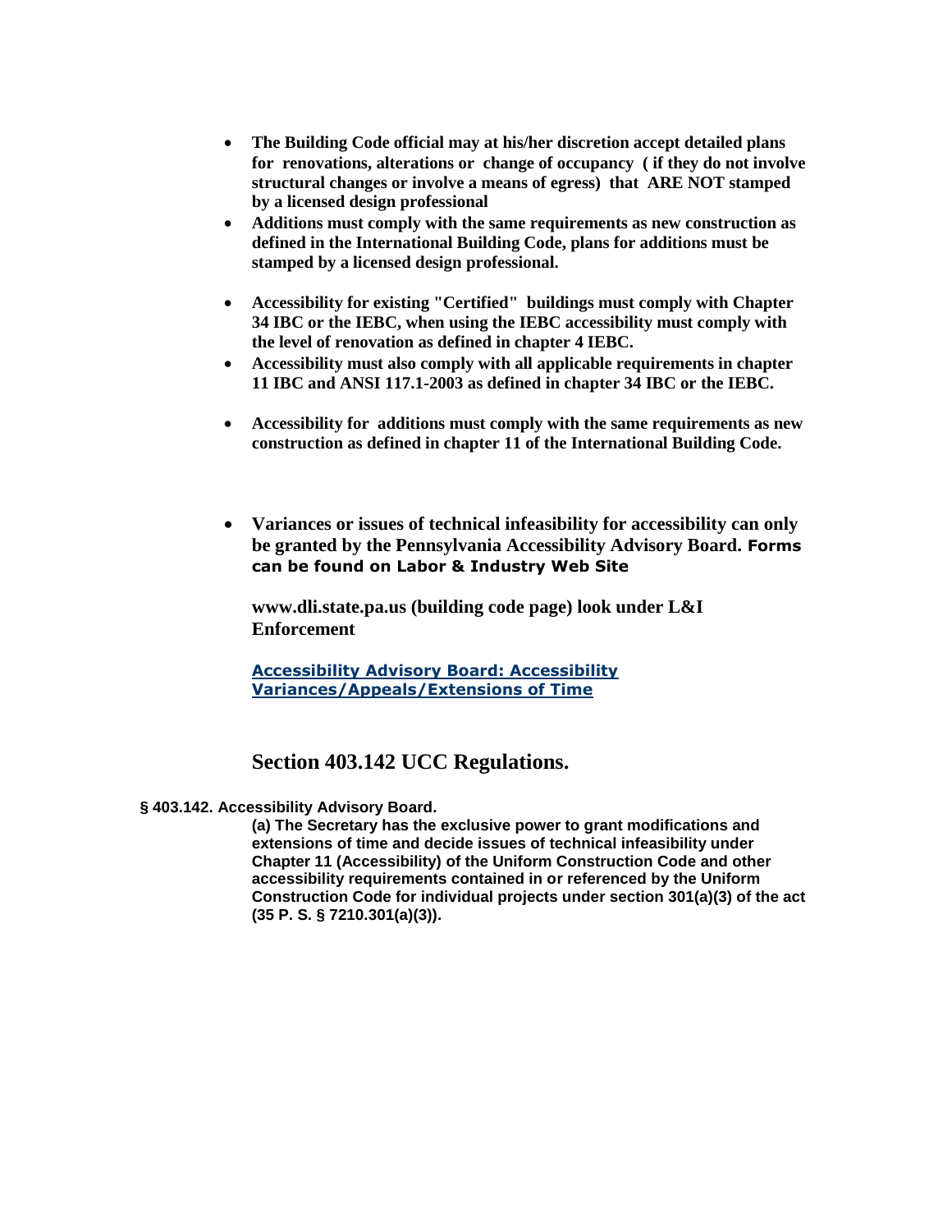- **The Building Code official may at his/her discretion accept detailed plans for renovations, alterations or change of occupancy ( if they do not involve structural changes or involve a means of egress) that ARE NOT stamped by a licensed design professional**
- **Additions must comply with the same requirements as new construction as defined in the International Building Code, plans for additions must be stamped by a licensed design professional.**
- **Accessibility for existing "Certified" buildings must comply with Chapter 34 IBC or the IEBC, when using the IEBC accessibility must comply with the level of renovation as defined in chapter 4 IEBC.**
- **Accessibility must also comply with all applicable requirements in chapter 11 IBC and ANSI 117.1-2003 as defined in chapter 34 IBC or the IEBC.**
- **Accessibility for additions must comply with the same requirements as new construction as defined in chapter 11 of the International Building Code.**
- **Variances or issues of technical infeasibility for accessibility can only be granted by the Pennsylvania Accessibility Advisory Board. Forms can be found on Labor & Industry Web Site**

  **www.dli.state.pa.us (building code page) look under L&I Enforcement**

  **Accessibility Advisory Board: Accessibility Variances/Appeals/Extensions of Time**

## Section 403.142 UCC Regulations.

**§ 403.142. Accessibility Advisory Board.**

**(a) The Secretary has the exclusive power to grant modifications and extensions of time and decide issues of technical infeasibility under Chapter 11 (Accessibility) of the Uniform Construction Code and other accessibility requirements contained in or referenced by the Uniform Construction Code for individual projects under section 301(a)(3) of the act (35 P. S. § 7210.301(a)(3)).**